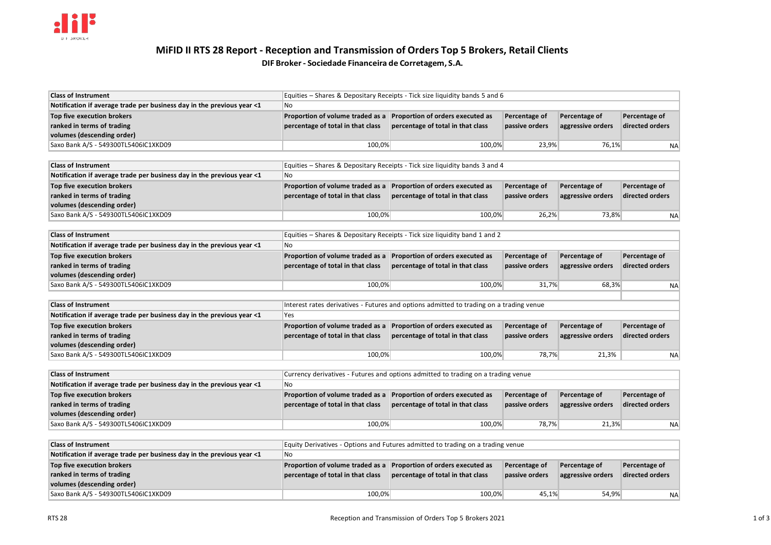# MiFID II RTS 28 Report - Reception and Transmission of Orders Top 5 Brokers, Retail Clients

**DIF Broker - Sociedade Financeira de Corretagem, S.A.**

| Class of Instrument | Equities – Shares & Depositary Receipts - Tick size liquidity bands 5 and 6 | | | | |
|---|---|---|---|---|---|
| Notification if average trade per business day in the previous year <1 | No | | | | |
| **Top five execution brokers ranked in terms of trading volumes (descending order)** | **Proportion of volume traded as a percentage of total in that class** | **Proportion of orders executed as percentage of total in that class** | **Percentage of passive orders** | **Percentage of aggressive orders** | **Percentage of directed orders** |
| Saxo Bank A/S - 549300TL5406IC1XKD09 | 100,0% | 100,0% | 23,9% | 76,1% | NA |

| Class of Instrument | Equities – Shares & Depositary Receipts - Tick size liquidity bands 3 and 4 | | | | |
|---|---|---|---|---|---|
| Notification if average trade per business day in the previous year <1 | No | | | | |
| **Top five execution brokers ranked in terms of trading volumes (descending order)** | **Proportion of volume traded as a percentage of total in that class** | **Proportion of orders executed as percentage of total in that class** | **Percentage of passive orders** | **Percentage of aggressive orders** | **Percentage of directed orders** |
| Saxo Bank A/S - 549300TL5406IC1XKD09 | 100,0% | 100,0% | 26,2% | 73,8% | NA |

| Class of Instrument | Equities – Shares & Depositary Receipts - Tick size liquidity band 1 and 2 | | | | |
|---|---|---|---|---|---|
| Notification if average trade per business day in the previous year <1 | No | | | | |
| **Top five execution brokers ranked in terms of trading volumes (descending order)** | **Proportion of volume traded as a percentage of total in that class** | **Proportion of orders executed as percentage of total in that class** | **Percentage of passive orders** | **Percentage of aggressive orders** | **Percentage of directed orders** |
| Saxo Bank A/S - 549300TL5406IC1XKD09 | 100,0% | 100,0% | 31,7% | 68,3% | NA |

| Class of Instrument | Interest rates derivatives - Futures and options admitted to trading on a trading venue | | | | |
|---|---|---|---|---|---|
| Notification if average trade per business day in the previous year <1 | Yes | | | | |
| **Top five execution brokers ranked in terms of trading volumes (descending order)** | **Proportion of volume traded as a percentage of total in that class** | **Proportion of orders executed as percentage of total in that class** | **Percentage of passive orders** | **Percentage of aggressive orders** | **Percentage of directed orders** |
| Saxo Bank A/S - 549300TL5406IC1XKD09 | 100,0% | 100,0% | 78,7% | 21,3% | NA |

| Class of Instrument | Currency derivatives - Futures and options admitted to trading on a trading venue | | | | |
|---|---|---|---|---|---|
| Notification if average trade per business day in the previous year <1 | No | | | | |
| **Top five execution brokers ranked in terms of trading volumes (descending order)** | **Proportion of volume traded as a percentage of total in that class** | **Proportion of orders executed as percentage of total in that class** | **Percentage of passive orders** | **Percentage of aggressive orders** | **Percentage of directed orders** |
| Saxo Bank A/S - 549300TL5406IC1XKD09 | 100,0% | 100,0% | 78,7% | 21,3% | NA |

| Class of Instrument | Equity Derivatives - Options and Futures admitted to trading on a trading venue | | | | |
|---|---|---|---|---|---|
| Notification if average trade per business day in the previous year <1 | No | | | | |
| **Top five execution brokers ranked in terms of trading volumes (descending order)** | **Proportion of volume traded as a percentage of total in that class** | **Proportion of orders executed as percentage of total in that class** | **Percentage of passive orders** | **Percentage of aggressive orders** | **Percentage of directed orders** |
| Saxo Bank A/S - 549300TL5406IC1XKD09 | 100,0% | 100,0% | 45,1% | 54,9% | NA |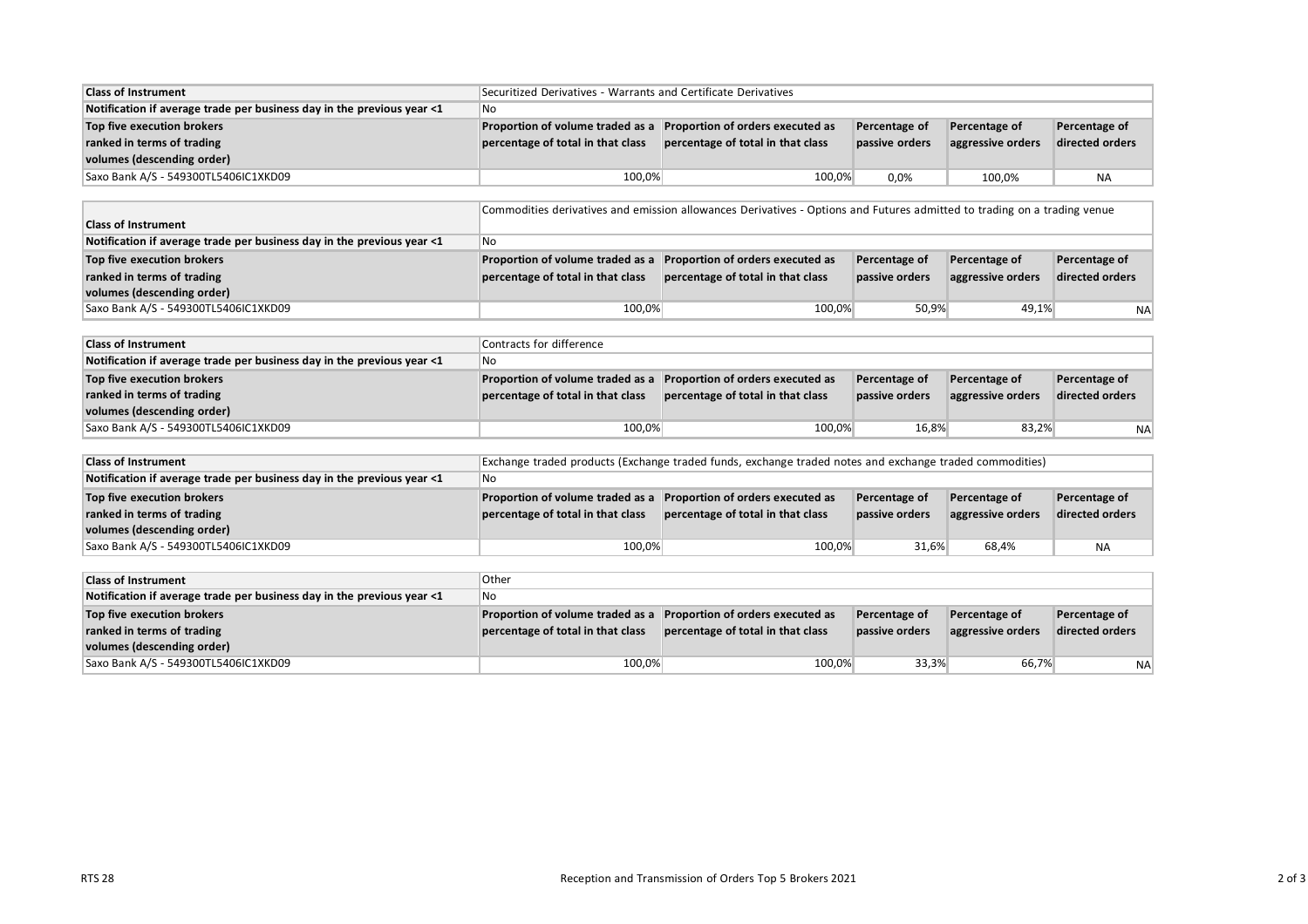| Class of Instrument | Securitized Derivatives - Warrants and Certificate Derivatives | | | | |
|---|---|---|---|---|---|
| Notification if average trade per business day in the previous year <1 | No | | | | |
| **Top five execution brokers ranked in terms of trading volumes (descending order)** | **Proportion of volume traded as a percentage of total in that class** | **Proportion of orders executed as percentage of total in that class** | **Percentage of passive orders** | **Percentage of aggressive orders** | **Percentage of directed orders** |
| Saxo Bank A/S - 549300TL5406IC1XKD09 | 100,0% | 100,0% | 0,0% | 100,0% | NA |

| Class of Instrument | Commodities derivatives and emission allowances Derivatives - Options and Futures admitted to trading on a trading venue | | | | |
|---|---|---|---|---|---|
| Notification if average trade per business day in the previous year <1 | No | | | | |
| **Top five execution brokers ranked in terms of trading volumes (descending order)** | **Proportion of volume traded as a percentage of total in that class** | **Proportion of orders executed as percentage of total in that class** | **Percentage of passive orders** | **Percentage of aggressive orders** | **Percentage of directed orders** |
| Saxo Bank A/S - 549300TL5406IC1XKD09 | 100,0% | 100,0% | 50,9% | 49,1% | NA |

| Class of Instrument | Contracts for difference | | | | |
|---|---|---|---|---|---|
| Notification if average trade per business day in the previous year <1 | No | | | | |
| **Top five execution brokers ranked in terms of trading volumes (descending order)** | **Proportion of volume traded as a percentage of total in that class** | **Proportion of orders executed as percentage of total in that class** | **Percentage of passive orders** | **Percentage of aggressive orders** | **Percentage of directed orders** |
| Saxo Bank A/S - 549300TL5406IC1XKD09 | 100,0% | 100,0% | 16,8% | 83,2% | NA |

| Class of Instrument | Exchange traded products (Exchange traded funds, exchange traded notes and exchange traded commodities) | | | | |
|---|---|---|---|---|---|
| Notification if average trade per business day in the previous year <1 | No | | | | |
| **Top five execution brokers ranked in terms of trading volumes (descending order)** | **Proportion of volume traded as a percentage of total in that class** | **Proportion of orders executed as percentage of total in that class** | **Percentage of passive orders** | **Percentage of aggressive orders** | **Percentage of directed orders** |
| Saxo Bank A/S - 549300TL5406IC1XKD09 | 100,0% | 100,0% | 31,6% | 68,4% | NA |

| Class of Instrument | Other | | | | |
|---|---|---|---|---|---|
| Notification if average trade per business day in the previous year <1 | No | | | | |
| **Top five execution brokers ranked in terms of trading volumes (descending order)** | **Proportion of volume traded as a percentage of total in that class** | **Proportion of orders executed as percentage of total in that class** | **Percentage of passive orders** | **Percentage of aggressive orders** | **Percentage of directed orders** |
| Saxo Bank A/S - 549300TL5406IC1XKD09 | 100,0% | 100,0% | 33,3% | 66,7% | NA |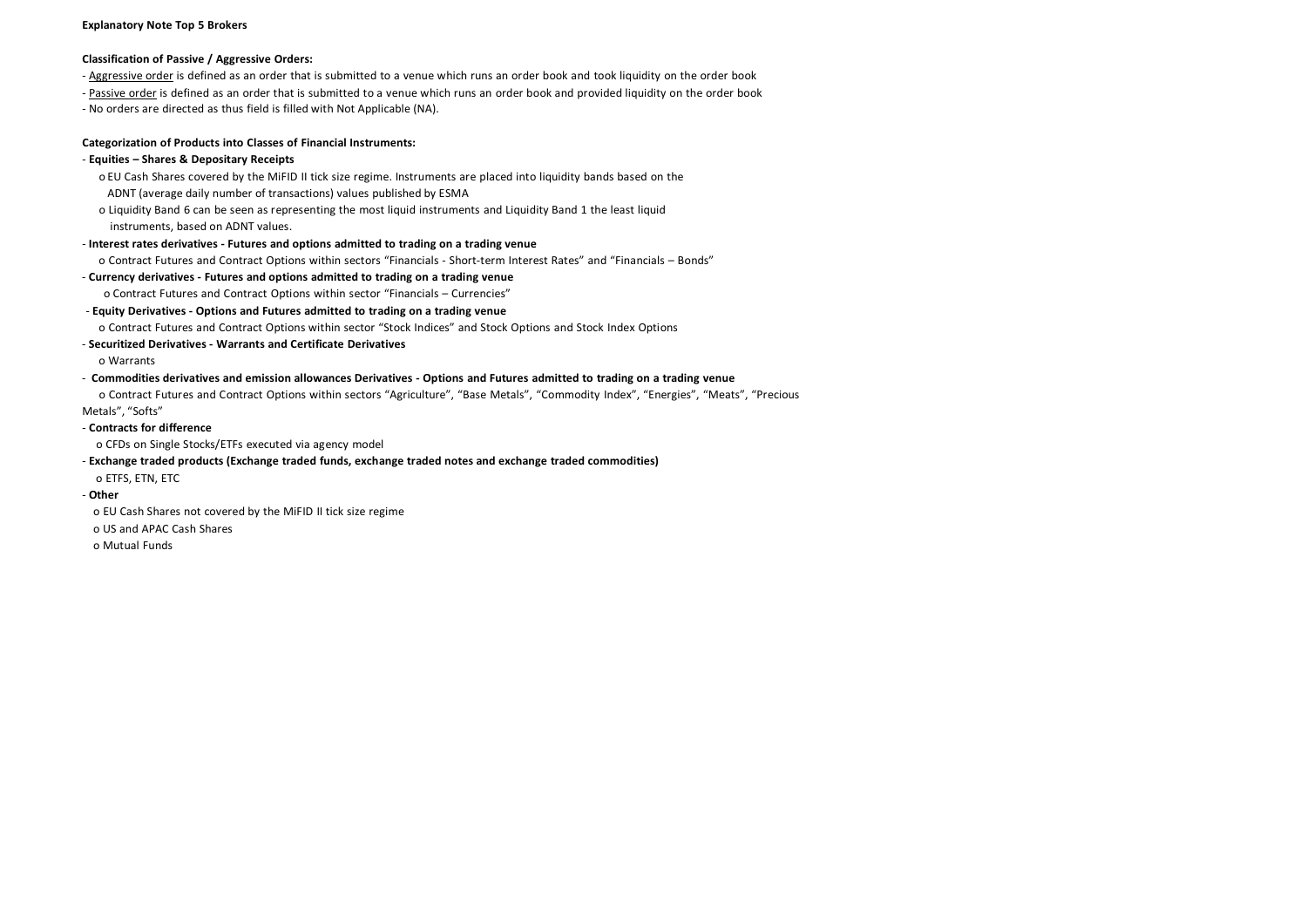**Explanatory Note Top 5 Brokers**

**Classification of Passive / Aggressive Orders:**

- Aggressive order is defined as an order that is submitted to a venue which runs an order book and took liquidity on the order book
- Passive order is defined as an order that is submitted to a venue which runs an order book and provided liquidity on the order book
- No orders are directed as thus field is filled with Not Applicable (NA).

**Categorization of Products into Classes of Financial Instruments:**

- **Equities – Shares & Depositary Receipts**
  - o EU Cash Shares covered by the MiFID II tick size regime. Instruments are placed into liquidity bands based on the ADNT (average daily number of transactions) values published by ESMA
  - o Liquidity Band 6 can be seen as representing the most liquid instruments and Liquidity Band 1 the least liquid instruments, based on ADNT values.
- **Interest rates derivatives - Futures and options admitted to trading on a trading venue**
  - o Contract Futures and Contract Options within sectors "Financials - Short-term Interest Rates" and "Financials – Bonds"
- **Currency derivatives - Futures and options admitted to trading on a trading venue**
  - o Contract Futures and Contract Options within sector "Financials – Currencies"
- **Equity Derivatives - Options and Futures admitted to trading on a trading venue**
  - o Contract Futures and Contract Options within sector "Stock Indices" and Stock Options and Stock Index Options
- **Securitized Derivatives - Warrants and Certificate Derivatives**
  - o Warrants
- **Commodities derivatives and emission allowances Derivatives - Options and Futures admitted to trading on a trading venue**
  - o Contract Futures and Contract Options within sectors "Agriculture", "Base Metals", "Commodity Index", "Energies", "Meats", "Precious Metals", "Softs"
- **Contracts for difference**
  - o CFDs on Single Stocks/ETFs executed via agency model
- **Exchange traded products (Exchange traded funds, exchange traded notes and exchange traded commodities)**
  - o ETFS, ETN, ETC
- **Other**
  - o EU Cash Shares not covered by the MiFID II tick size regime
  - o US and APAC Cash Shares
  - o Mutual Funds